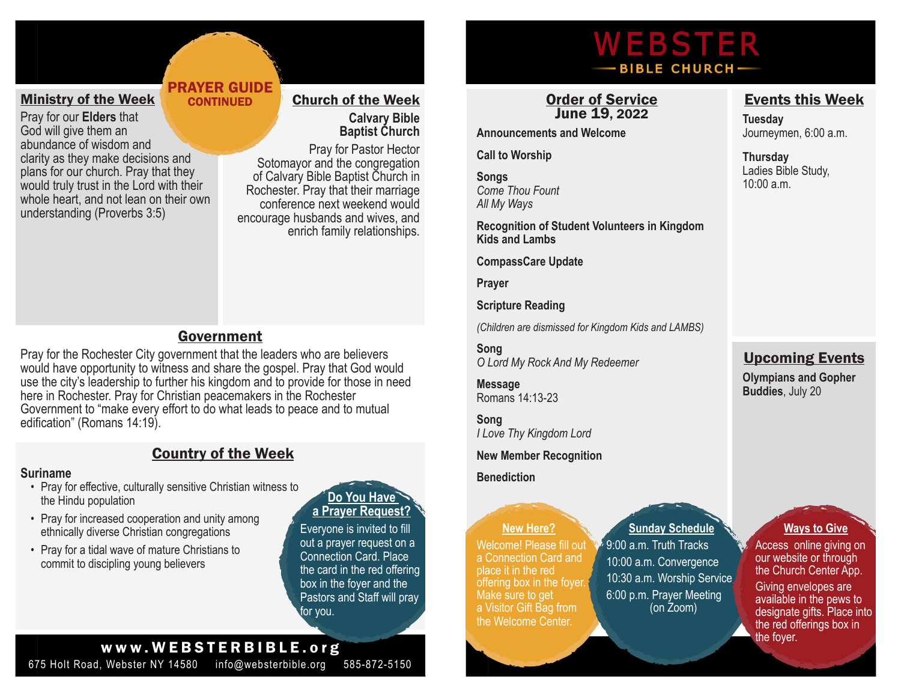# PRAYER GUIDE CONTINUED

## Ministry of the Week

Pray for our **Elders** that God will give them an abundance of wisdom and clarity as they make decisions and plans for our church. Pray that they would truly trust in the Lord with their whole heart, and not lean on their own understanding (Proverbs 3:5)

## Church of the Week

**Calvary Bible Baptist Church**

Pray for Pastor Hector Sotomayor and the congregation of Calvary Bible Baptist Church in Rochester. Pray that their marriage conference next weekend would encourage husbands and wives, and enrich family relationships.

## Government

Pray for the Rochester City government that the leaders who are believers would have opportunity to witness and share the gospel. Pray that God would use the city's leadership to further his kingdom and to provide for those in need here in Rochester. Pray for Christian peacemakers in the Rochester Government to "make every effort to do what leads to peace and to mutual edification" (Romans 14:19).

## Country of the Week

**Suriname**

- Pray for effective, culturally sensitive Christian witness to the Hindu population
- Pray for increased cooperation and unity among ethnically diverse Christian congregations
- Pray for a tidal wave of mature Christians to commit to discipling young believers

### Do You Have a Prayer Request?

Everyone is invited to fill out a prayer request on a Connection Card. Place the card in the red offering box in the foyer and the Pastors and Staff will pray for you.

**www.WEBSTERBIBLE.org**

675 Holt Road, Webster NY 14580 info@websterbible.org 585-872-5150

# WEBSTER BIBLE CHURCH

## Order of Service

**June 19, 2022**

**Announcements and Welcome**

**Call to Worship**

**Songs**
*Come Thou Fount*
*All My Ways*

**Recognition of Student Volunteers in Kingdom Kids and Lambs**

**CompassCare Update**

**Prayer**

**Scripture Reading**

*(Children are dismissed for Kingdom Kids and LAMBS)*

**Song**
*O Lord My Rock And My Redeemer*

**Message**
Romans 14:13-23

**Song**
*I Love Thy Kingdom Lord*

**New Member Recognition**

**Benediction**

## Events this Week

**Tuesday**
Journeymen, 6:00 a.m.

**Thursday**
Ladies Bible Study, 10:00 a.m.

## Upcoming Events

**Olympians and Gopher Buddies**, July 20

### New Here?

Welcome! Please fill out a Connection Card and place it in the red offering box in the foyer. Make sure to get a Visitor Gift Bag from the Welcome Center.

### Sunday Schedule

9:00 a.m. Truth Tracks
10:00 a.m. Convergence
10:30 a.m. Worship Service
6:00 p.m. Prayer Meeting (on Zoom)

### Ways to Give

Access online giving on our website or through the Church Center App.

Giving envelopes are available in the pews to designate gifts. Place into the red offerings box in the foyer.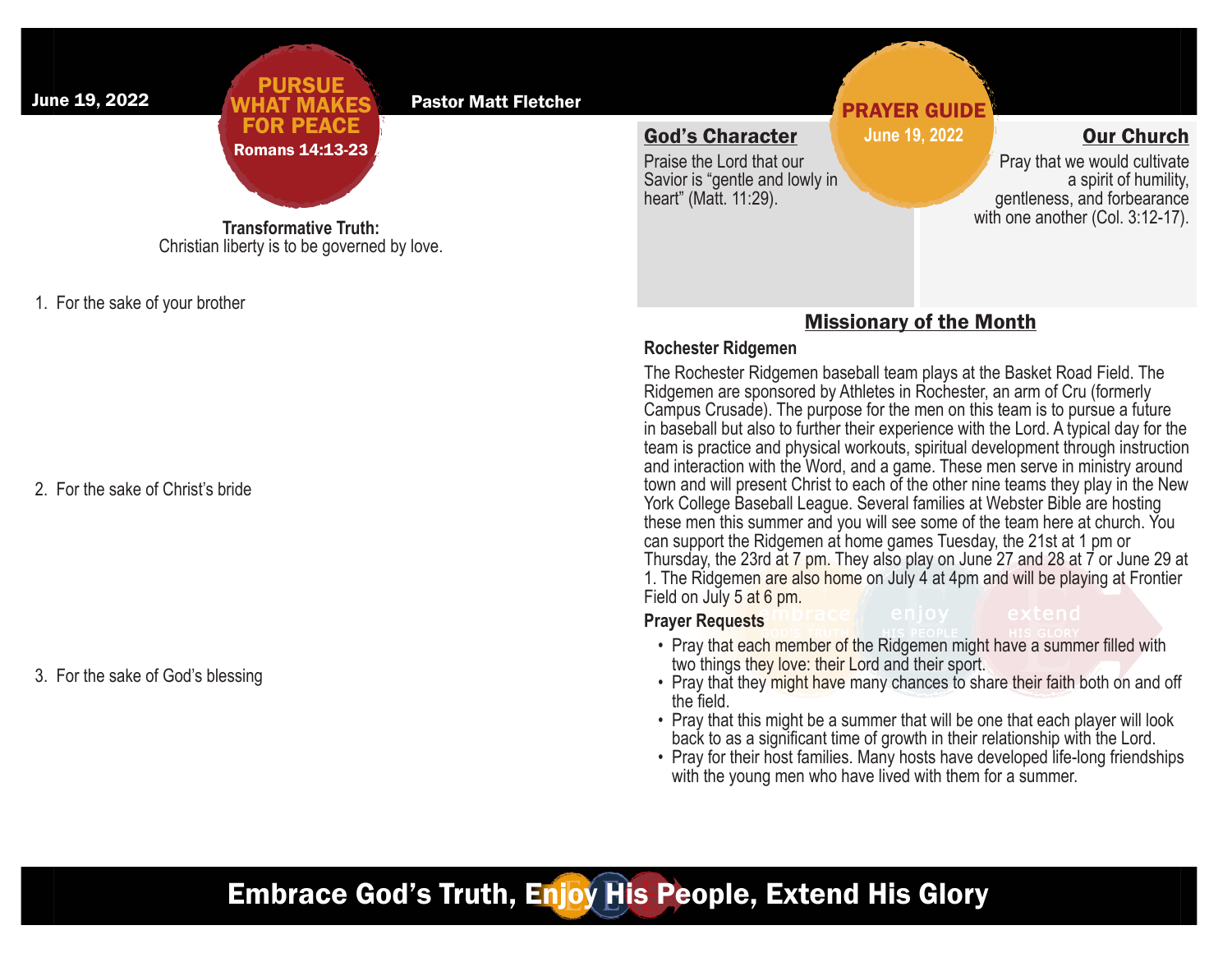June 19, 2022

# PURSUE WHAT MAKES FOR PEACE

Romans 14:13-23

Pastor Matt Fletcher

**Transformative Truth:**
Christian liberty is to be governed by love.

1. For the sake of your brother

2. For the sake of Christ's bride

3. For the sake of God's blessing

# PRAYER GUIDE

June 19, 2022

## God's Character

Praise the Lord that our Savior is "gentle and lowly in heart" (Matt. 11:29).

## Our Church

Pray that we would cultivate a spirit of humility, gentleness, and forbearance with one another (Col. 3:12-17).

## Missionary of the Month

**Rochester Ridgemen**

The Rochester Ridgemen baseball team plays at the Basket Road Field. The Ridgemen are sponsored by Athletes in Rochester, an arm of Cru (formerly Campus Crusade). The purpose for the men on this team is to pursue a future in baseball but also to further their experience with the Lord. A typical day for the team is practice and physical workouts, spiritual development through instruction and interaction with the Word, and a game. These men serve in ministry around town and will present Christ to each of the other nine teams they play in the New York College Baseball League. Several families at Webster Bible are hosting these men this summer and you will see some of the team here at church. You can support the Ridgemen at home games Tuesday, the 21st at 1 pm or Thursday, the 23rd at 7 pm. They also play on June 27 and 28 at 7 or June 29 at 1. The Ridgemen are also home on July 4 at 4pm and will be playing at Frontier Field on July 5 at 6 pm.

**Prayer Requests**

- Pray that each member of the Ridgemen might have a summer filled with two things they love: their Lord and their sport.
- Pray that they might have many chances to share their faith both on and off the field.
- Pray that this might be a summer that will be one that each player will look back to as a significant time of growth in their relationship with the Lord.
- Pray for their host families. Many hosts have developed life-long friendships with the young men who have lived with them for a summer.

Embrace God's Truth, Enjoy His People, Extend His Glory